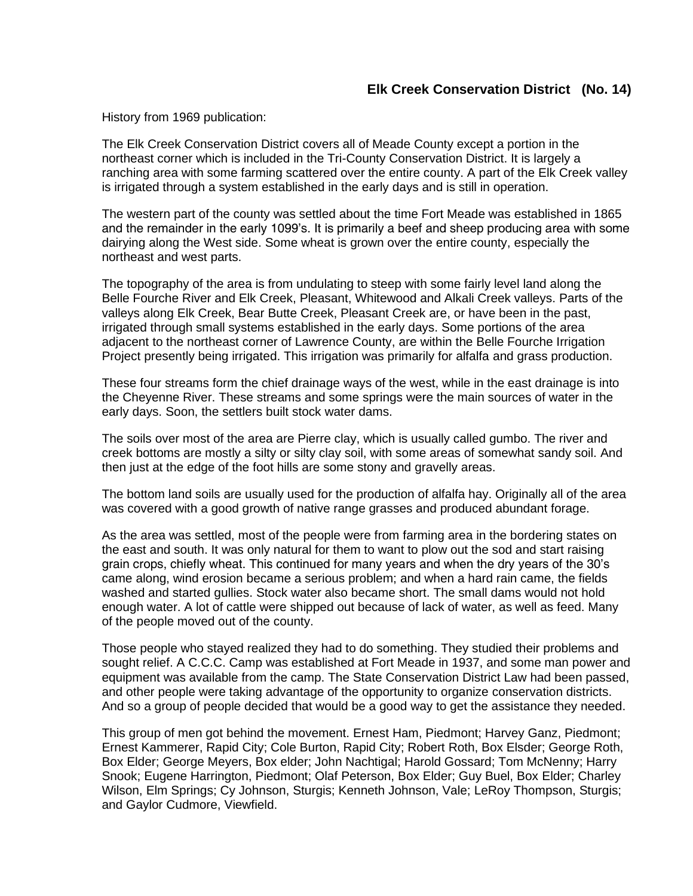# Elk Creek Conservation District (No. 14)

History from 1969 publication:

The Elk Creek Conservation District covers all of Meade County except a portion in the northeast corner which is included in the Tri-County Conservation District. It is largely a ranching area with some farming scattered over the entire county. A part of the Elk Creek valley is irrigated through a system established in the early days and is still in operation.

The western part of the county was settled about the time Fort Meade was established in 1865 and the remainder in the early 1099's. It is primarily a beef and sheep producing area with some dairying along the West side. Some wheat is grown over the entire county, especially the northeast and west parts.

The topography of the area is from undulating to steep with some fairly level land along the Belle Fourche River and Elk Creek, Pleasant, Whitewood and Alkali Creek valleys. Parts of the valleys along Elk Creek, Bear Butte Creek, Pleasant Creek are, or have been in the past, irrigated through small systems established in the early days. Some portions of the area adjacent to the northeast corner of Lawrence County, are within the Belle Fourche Irrigation Project presently being irrigated. This irrigation was primarily for alfalfa and grass production.

These four streams form the chief drainage ways of the west, while in the east drainage is into the Cheyenne River. These streams and some springs were the main sources of water in the early days. Soon, the settlers built stock water dams.

The soils over most of the area are Pierre clay, which is usually called gumbo. The river and creek bottoms are mostly a silty or silty clay soil, with some areas of somewhat sandy soil. And then just at the edge of the foot hills are some stony and gravelly areas.

The bottom land soils are usually used for the production of alfalfa hay. Originally all of the area was covered with a good growth of native range grasses and produced abundant forage.

As the area was settled, most of the people were from farming area in the bordering states on the east and south. It was only natural for them to want to plow out the sod and start raising grain crops, chiefly wheat. This continued for many years and when the dry years of the 30's came along, wind erosion became a serious problem; and when a hard rain came, the fields washed and started gullies. Stock water also became short. The small dams would not hold enough water. A lot of cattle were shipped out because of lack of water, as well as feed. Many of the people moved out of the county.

Those people who stayed realized they had to do something. They studied their problems and sought relief. A C.C.C. Camp was established at Fort Meade in 1937, and some man power and equipment was available from the camp. The State Conservation District Law had been passed, and other people were taking advantage of the opportunity to organize conservation districts. And so a group of people decided that would be a good way to get the assistance they needed.

This group of men got behind the movement. Ernest Ham, Piedmont; Harvey Ganz, Piedmont; Ernest Kammerer, Rapid City; Cole Burton, Rapid City; Robert Roth, Box Elsder; George Roth, Box Elder; George Meyers, Box elder; John Nachtigal; Harold Gossard; Tom McNenny; Harry Snook; Eugene Harrington, Piedmont; Olaf Peterson, Box Elder; Guy Buel, Box Elder; Charley Wilson, Elm Springs; Cy Johnson, Sturgis; Kenneth Johnson, Vale; LeRoy Thompson, Sturgis; and Gaylor Cudmore, Viewfield.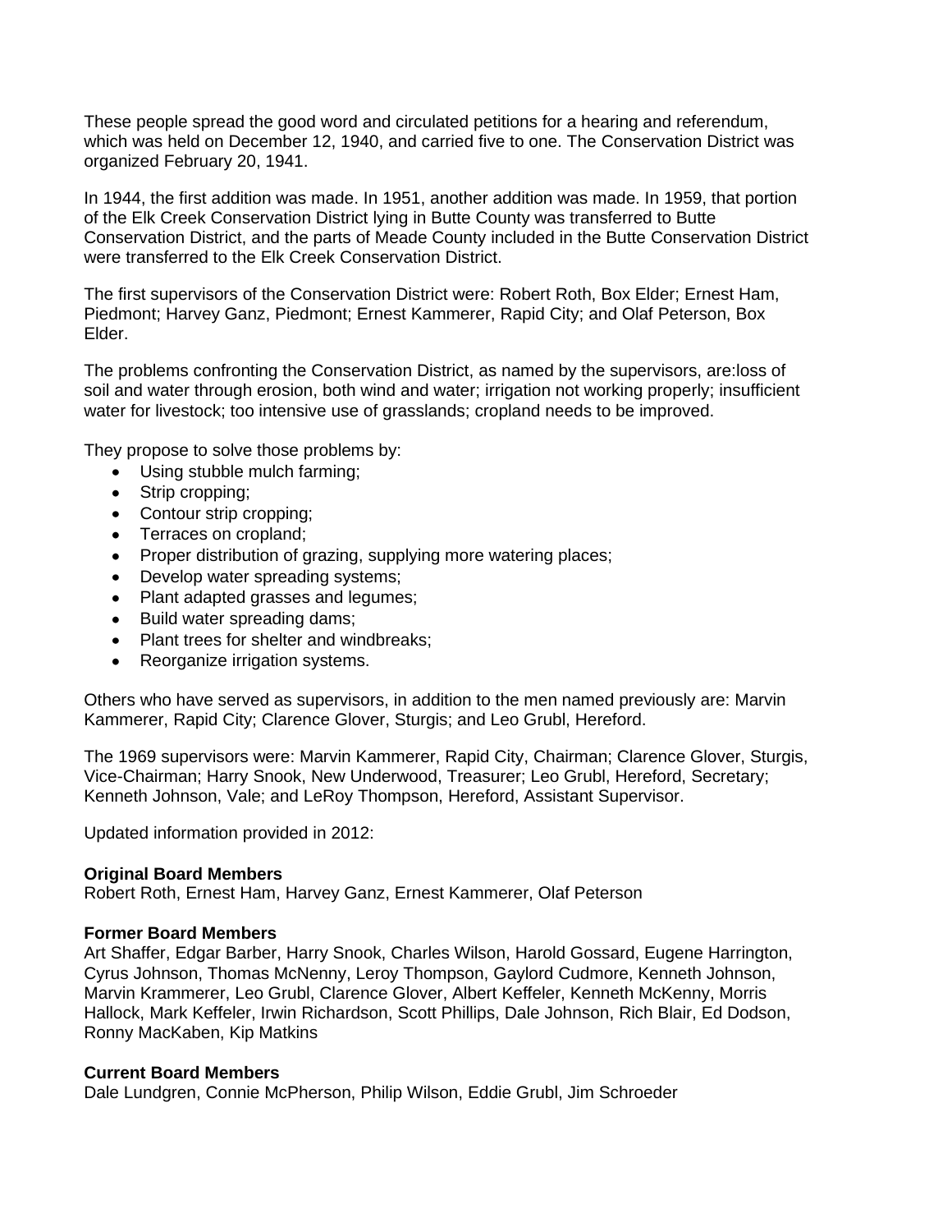These people spread the good word and circulated petitions for a hearing and referendum, which was held on December 12, 1940, and carried five to one. The Conservation District was organized February 20, 1941.

In 1944, the first addition was made. In 1951, another addition was made. In 1959, that portion of the Elk Creek Conservation District lying in Butte County was transferred to Butte Conservation District, and the parts of Meade County included in the Butte Conservation District were transferred to the Elk Creek Conservation District.

The first supervisors of the Conservation District were: Robert Roth, Box Elder; Ernest Ham, Piedmont; Harvey Ganz, Piedmont; Ernest Kammerer, Rapid City; and Olaf Peterson, Box Elder.

The problems confronting the Conservation District, as named by the supervisors, are:loss of soil and water through erosion, both wind and water; irrigation not working properly; insufficient water for livestock; too intensive use of grasslands; cropland needs to be improved.

They propose to solve those problems by:

- Using stubble mulch farming;
- Strip cropping;
- Contour strip cropping;
- Terraces on cropland;
- Proper distribution of grazing, supplying more watering places;
- Develop water spreading systems;
- Plant adapted grasses and legumes;
- Build water spreading dams;
- Plant trees for shelter and windbreaks;
- Reorganize irrigation systems.

Others who have served as supervisors, in addition to the men named previously are: Marvin Kammerer, Rapid City; Clarence Glover, Sturgis; and Leo Grubl, Hereford.

The 1969 supervisors were: Marvin Kammerer, Rapid City, Chairman; Clarence Glover, Sturgis, Vice-Chairman; Harry Snook, New Underwood, Treasurer; Leo Grubl, Hereford, Secretary; Kenneth Johnson, Vale; and LeRoy Thompson, Hereford, Assistant Supervisor.

Updated information provided in 2012:

**Original Board Members**
Robert Roth, Ernest Ham, Harvey Ganz, Ernest Kammerer, Olaf Peterson

**Former Board Members**
Art Shaffer, Edgar Barber, Harry Snook, Charles Wilson, Harold Gossard, Eugene Harrington, Cyrus Johnson, Thomas McNenny, Leroy Thompson, Gaylord Cudmore, Kenneth Johnson, Marvin Krammerer, Leo Grubl, Clarence Glover, Albert Keffeler, Kenneth McKenny, Morris Hallock, Mark Keffeler, Irwin Richardson, Scott Phillips, Dale Johnson, Rich Blair, Ed Dodson, Ronny MacKaben, Kip Matkins

**Current Board Members**
Dale Lundgren, Connie McPherson, Philip Wilson, Eddie Grubl, Jim Schroeder